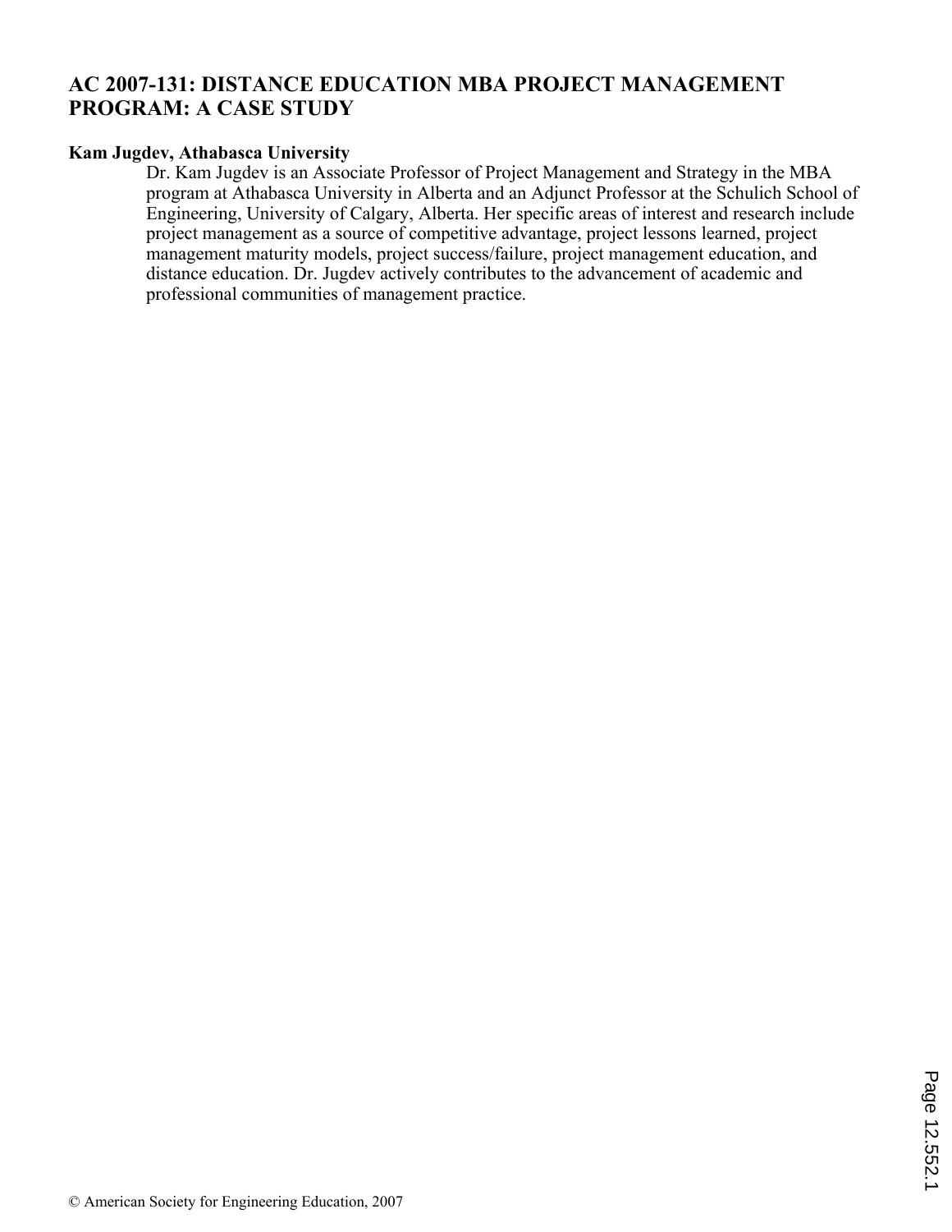# AC 2007-131: DISTANCE EDUCATION MBA PROJECT MANAGEMENT PROGRAM: A CASE STUDY

**Kam Jugdev, Athabasca University**

Dr. Kam Jugdev is an Associate Professor of Project Management and Strategy in the MBA program at Athabasca University in Alberta and an Adjunct Professor at the Schulich School of Engineering, University of Calgary, Alberta. Her specific areas of interest and research include project management as a source of competitive advantage, project lessons learned, project management maturity models, project success/failure, project management education, and distance education. Dr. Jugdev actively contributes to the advancement of academic and professional communities of management practice.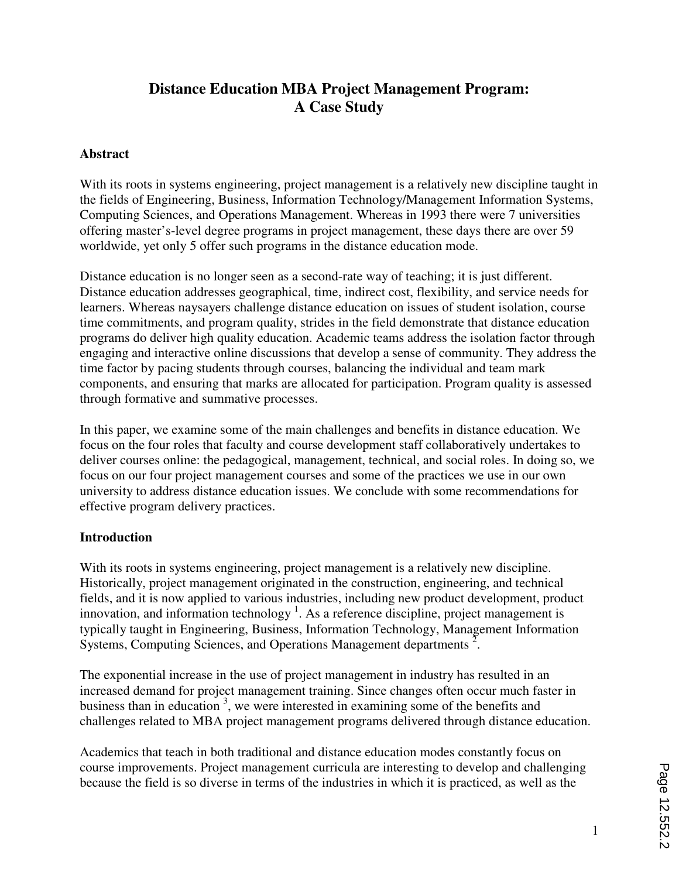# Distance Education MBA Project Management Program: A Case Study

## Abstract

With its roots in systems engineering, project management is a relatively new discipline taught in the fields of Engineering, Business, Information Technology/Management Information Systems, Computing Sciences, and Operations Management. Whereas in 1993 there were 7 universities offering master's-level degree programs in project management, these days there are over 59 worldwide, yet only 5 offer such programs in the distance education mode.

Distance education is no longer seen as a second-rate way of teaching; it is just different. Distance education addresses geographical, time, indirect cost, flexibility, and service needs for learners. Whereas naysayers challenge distance education on issues of student isolation, course time commitments, and program quality, strides in the field demonstrate that distance education programs do deliver high quality education. Academic teams address the isolation factor through engaging and interactive online discussions that develop a sense of community. They address the time factor by pacing students through courses, balancing the individual and team mark components, and ensuring that marks are allocated for participation. Program quality is assessed through formative and summative processes.

In this paper, we examine some of the main challenges and benefits in distance education. We focus on the four roles that faculty and course development staff collaboratively undertakes to deliver courses online: the pedagogical, management, technical, and social roles. In doing so, we focus on our four project management courses and some of the practices we use in our own university to address distance education issues. We conclude with some recommendations for effective program delivery practices.

## Introduction

With its roots in systems engineering, project management is a relatively new discipline. Historically, project management originated in the construction, engineering, and technical fields, and it is now applied to various industries, including new product development, product innovation, and information technology [1]. As a reference discipline, project management is typically taught in Engineering, Business, Information Technology, Management Information Systems, Computing Sciences, and Operations Management departments [2].

The exponential increase in the use of project management in industry has resulted in an increased demand for project management training. Since changes often occur much faster in business than in education [3], we were interested in examining some of the benefits and challenges related to MBA project management programs delivered through distance education.

Academics that teach in both traditional and distance education modes constantly focus on course improvements. Project management curricula are interesting to develop and challenging because the field is so diverse in terms of the industries in which it is practiced, as well as the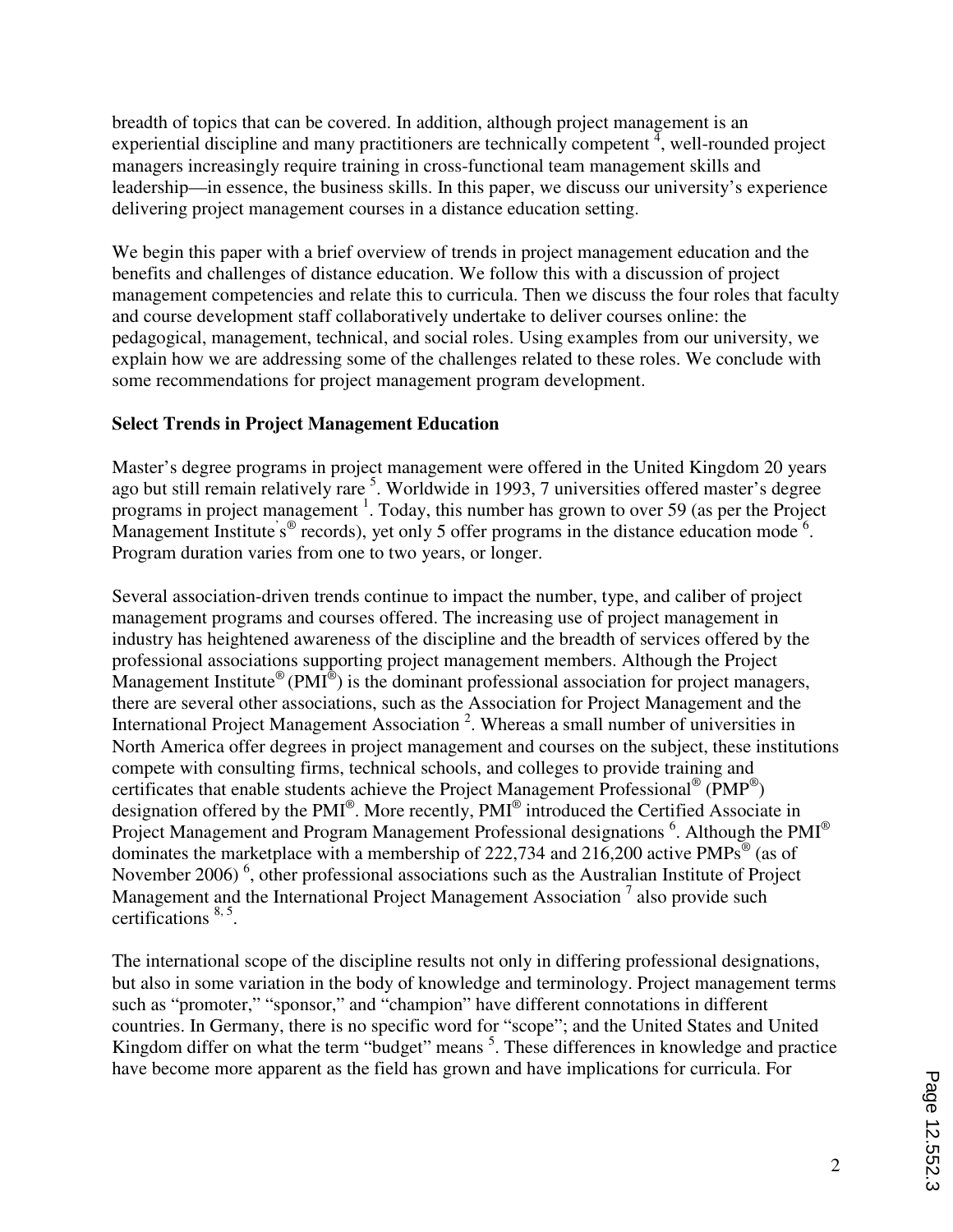breadth of topics that can be covered. In addition, although project management is an experiential discipline and many practitioners are technically competent [4], well-rounded project managers increasingly require training in cross-functional team management skills and leadership—in essence, the business skills. In this paper, we discuss our university's experience delivering project management courses in a distance education setting.

We begin this paper with a brief overview of trends in project management education and the benefits and challenges of distance education. We follow this with a discussion of project management competencies and relate this to curricula. Then we discuss the four roles that faculty and course development staff collaboratively undertake to deliver courses online: the pedagogical, management, technical, and social roles. Using examples from our university, we explain how we are addressing some of the challenges related to these roles. We conclude with some recommendations for project management program development.

**Select Trends in Project Management Education**

Master's degree programs in project management were offered in the United Kingdom 20 years ago but still remain relatively rare [5]. Worldwide in 1993, 7 universities offered master's degree programs in project management [1]. Today, this number has grown to over 59 (as per the Project Management Institute's® records), yet only 5 offer programs in the distance education mode [6]. Program duration varies from one to two years, or longer.

Several association-driven trends continue to impact the number, type, and caliber of project management programs and courses offered. The increasing use of project management in industry has heightened awareness of the discipline and the breadth of services offered by the professional associations supporting project management members. Although the Project Management Institute® (PMI®) is the dominant professional association for project managers, there are several other associations, such as the Association for Project Management and the International Project Management Association [2]. Whereas a small number of universities in North America offer degrees in project management and courses on the subject, these institutions compete with consulting firms, technical schools, and colleges to provide training and certificates that enable students achieve the Project Management Professional® (PMP®) designation offered by the PMI®. More recently, PMI® introduced the Certified Associate in Project Management and Program Management Professional designations [6]. Although the PMI® dominates the marketplace with a membership of 222,734 and 216,200 active PMPs® (as of November 2006) [6], other professional associations such as the Australian Institute of Project Management and the International Project Management Association [7] also provide such certifications [8, 5].

The international scope of the discipline results not only in differing professional designations, but also in some variation in the body of knowledge and terminology. Project management terms such as "promoter," "sponsor," and "champion" have different connotations in different countries. In Germany, there is no specific word for "scope"; and the United States and United Kingdom differ on what the term "budget" means [5]. These differences in knowledge and practice have become more apparent as the field has grown and have implications for curricula. For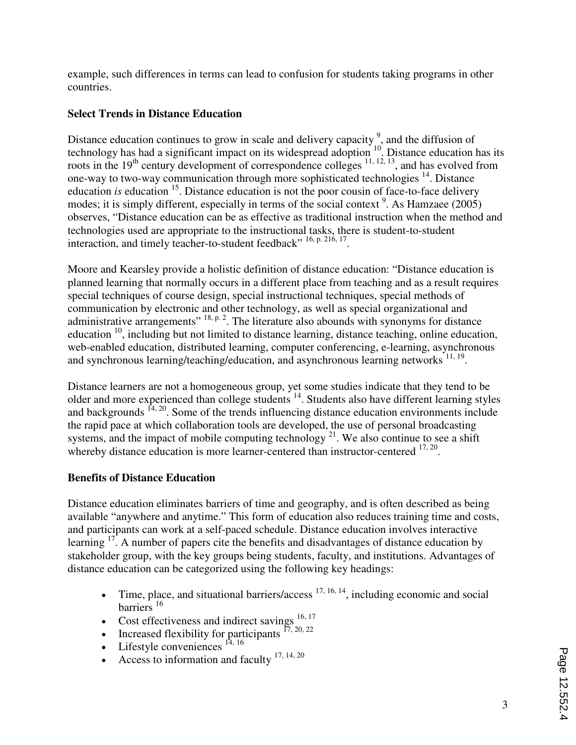example, such differences in terms can lead to confusion for students taking programs in other countries.

**Select Trends in Distance Education**

Distance education continues to grow in scale and delivery capacity [9], and the diffusion of technology has had a significant impact on its widespread adoption [10]. Distance education has its roots in the 19th century development of correspondence colleges [11, 12, 13], and has evolved from one-way to two-way communication through more sophisticated technologies [14]. Distance education *is* education [15]. Distance education is not the poor cousin of face-to-face delivery modes; it is simply different, especially in terms of the social context [9]. As Hamzaee (2005) observes, "Distance education can be as effective as traditional instruction when the method and technologies used are appropriate to the instructional tasks, there is student-to-student interaction, and timely teacher-to-student feedback" [16, p. 216, 17].

Moore and Kearsley provide a holistic definition of distance education: "Distance education is planned learning that normally occurs in a different place from teaching and as a result requires special techniques of course design, special instructional techniques, special methods of communication by electronic and other technology, as well as special organizational and administrative arrangements" [18, p. 2]. The literature also abounds with synonyms for distance education [10], including but not limited to distance learning, distance teaching, online education, web-enabled education, distributed learning, computer conferencing, e-learning, asynchronous and synchronous learning/teaching/education, and asynchronous learning networks [11, 19].

Distance learners are not a homogeneous group, yet some studies indicate that they tend to be older and more experienced than college students [14]. Students also have different learning styles and backgrounds [14, 20]. Some of the trends influencing distance education environments include the rapid pace at which collaboration tools are developed, the use of personal broadcasting systems, and the impact of mobile computing technology [21]. We also continue to see a shift whereby distance education is more learner-centered than instructor-centered [17, 20].

**Benefits of Distance Education**

Distance education eliminates barriers of time and geography, and is often described as being available "anywhere and anytime." This form of education also reduces training time and costs, and participants can work at a self-paced schedule. Distance education involves interactive learning [17]. A number of papers cite the benefits and disadvantages of distance education by stakeholder group, with the key groups being students, faculty, and institutions. Advantages of distance education can be categorized using the following key headings:

- Time, place, and situational barriers/access [17, 16, 14], including economic and social barriers [16]
- Cost effectiveness and indirect savings [16, 17]
- Increased flexibility for participants [17, 20, 22]
- Lifestyle conveniences [14, 16]
- Access to information and faculty [17, 14, 20]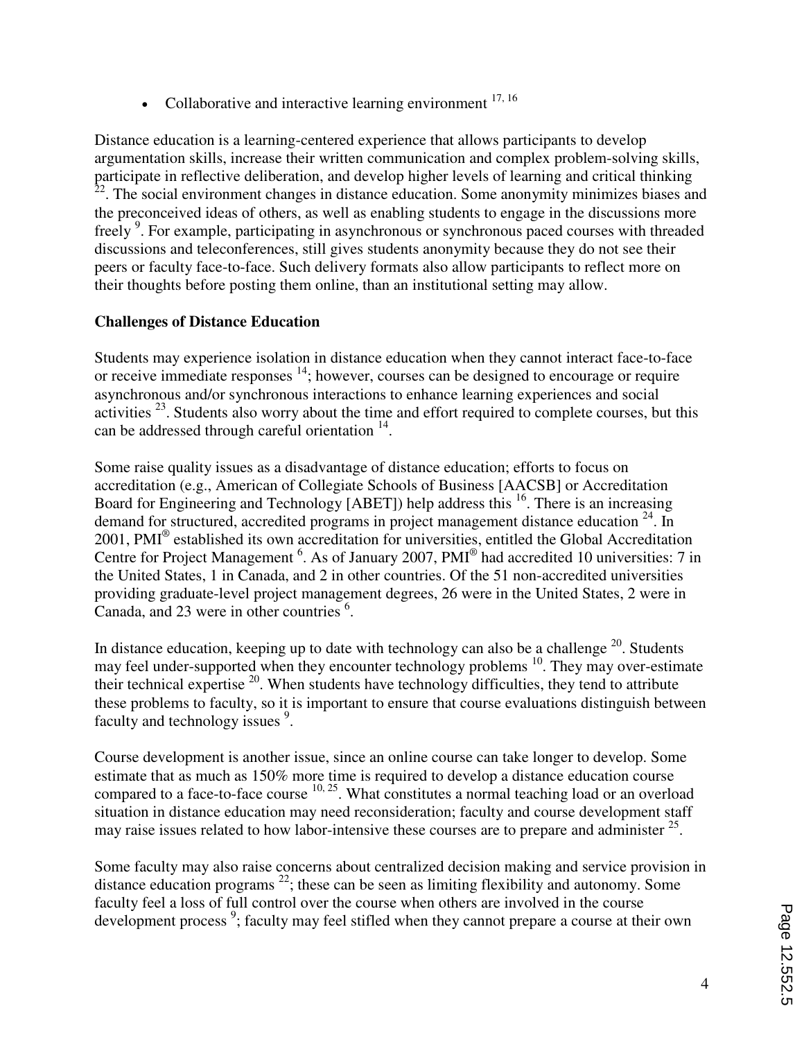- Collaborative and interactive learning environment [17, 16]

Distance education is a learning-centered experience that allows participants to develop argumentation skills, increase their written communication and complex problem-solving skills, participate in reflective deliberation, and develop higher levels of learning and critical thinking [22]. The social environment changes in distance education. Some anonymity minimizes biases and the preconceived ideas of others, as well as enabling students to engage in the discussions more freely [9]. For example, participating in asynchronous or synchronous paced courses with threaded discussions and teleconferences, still gives students anonymity because they do not see their peers or faculty face-to-face. Such delivery formats also allow participants to reflect more on their thoughts before posting them online, than an institutional setting may allow.

**Challenges of Distance Education**

Students may experience isolation in distance education when they cannot interact face-to-face or receive immediate responses [14]; however, courses can be designed to encourage or require asynchronous and/or synchronous interactions to enhance learning experiences and social activities [23]. Students also worry about the time and effort required to complete courses, but this can be addressed through careful orientation [14].

Some raise quality issues as a disadvantage of distance education; efforts to focus on accreditation (e.g., American of Collegiate Schools of Business [AACSB] or Accreditation Board for Engineering and Technology [ABET]) help address this [16]. There is an increasing demand for structured, accredited programs in project management distance education [24]. In 2001, PMI® established its own accreditation for universities, entitled the Global Accreditation Centre for Project Management [6]. As of January 2007, PMI® had accredited 10 universities: 7 in the United States, 1 in Canada, and 2 in other countries. Of the 51 non-accredited universities providing graduate-level project management degrees, 26 were in the United States, 2 were in Canada, and 23 were in other countries [6].

In distance education, keeping up to date with technology can also be a challenge [20]. Students may feel under-supported when they encounter technology problems [10]. They may over-estimate their technical expertise [20]. When students have technology difficulties, they tend to attribute these problems to faculty, so it is important to ensure that course evaluations distinguish between faculty and technology issues [9].

Course development is another issue, since an online course can take longer to develop. Some estimate that as much as 150% more time is required to develop a distance education course compared to a face-to-face course [10, 25]. What constitutes a normal teaching load or an overload situation in distance education may need reconsideration; faculty and course development staff may raise issues related to how labor-intensive these courses are to prepare and administer [25].

Some faculty may also raise concerns about centralized decision making and service provision in distance education programs [22]; these can be seen as limiting flexibility and autonomy. Some faculty feel a loss of full control over the course when others are involved in the course development process [9]; faculty may feel stifled when they cannot prepare a course at their own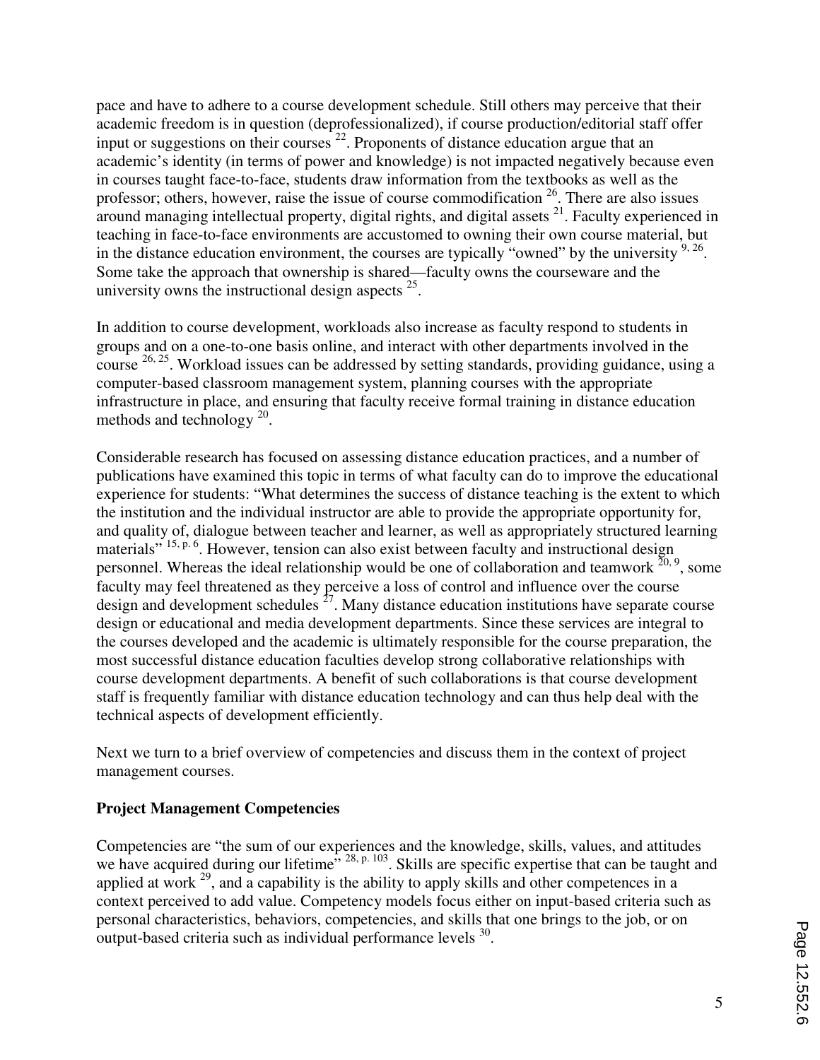pace and have to adhere to a course development schedule. Still others may perceive that their academic freedom is in question (deprofessionalized), if course production/editorial staff offer input or suggestions on their courses [22]. Proponents of distance education argue that an academic's identity (in terms of power and knowledge) is not impacted negatively because even in courses taught face-to-face, students draw information from the textbooks as well as the professor; others, however, raise the issue of course commodification [26]. There are also issues around managing intellectual property, digital rights, and digital assets [21]. Faculty experienced in teaching in face-to-face environments are accustomed to owning their own course material, but in the distance education environment, the courses are typically "owned" by the university [9, 26]. Some take the approach that ownership is shared—faculty owns the courseware and the university owns the instructional design aspects [25].

In addition to course development, workloads also increase as faculty respond to students in groups and on a one-to-one basis online, and interact with other departments involved in the course [26, 25]. Workload issues can be addressed by setting standards, providing guidance, using a computer-based classroom management system, planning courses with the appropriate infrastructure in place, and ensuring that faculty receive formal training in distance education methods and technology [20].

Considerable research has focused on assessing distance education practices, and a number of publications have examined this topic in terms of what faculty can do to improve the educational experience for students: "What determines the success of distance teaching is the extent to which the institution and the individual instructor are able to provide the appropriate opportunity for, and quality of, dialogue between teacher and learner, as well as appropriately structured learning materials" [15, p. 6]. However, tension can also exist between faculty and instructional design personnel. Whereas the ideal relationship would be one of collaboration and teamwork [20, 9], some faculty may feel threatened as they perceive a loss of control and influence over the course design and development schedules [27]. Many distance education institutions have separate course design or educational and media development departments. Since these services are integral to the courses developed and the academic is ultimately responsible for the course preparation, the most successful distance education faculties develop strong collaborative relationships with course development departments. A benefit of such collaborations is that course development staff is frequently familiar with distance education technology and can thus help deal with the technical aspects of development efficiently.

Next we turn to a brief overview of competencies and discuss them in the context of project management courses.

**Project Management Competencies**

Competencies are "the sum of our experiences and the knowledge, skills, values, and attitudes we have acquired during our lifetime" [28, p. 103]. Skills are specific expertise that can be taught and applied at work [29], and a capability is the ability to apply skills and other competences in a context perceived to add value. Competency models focus either on input-based criteria such as personal characteristics, behaviors, competencies, and skills that one brings to the job, or on output-based criteria such as individual performance levels [30].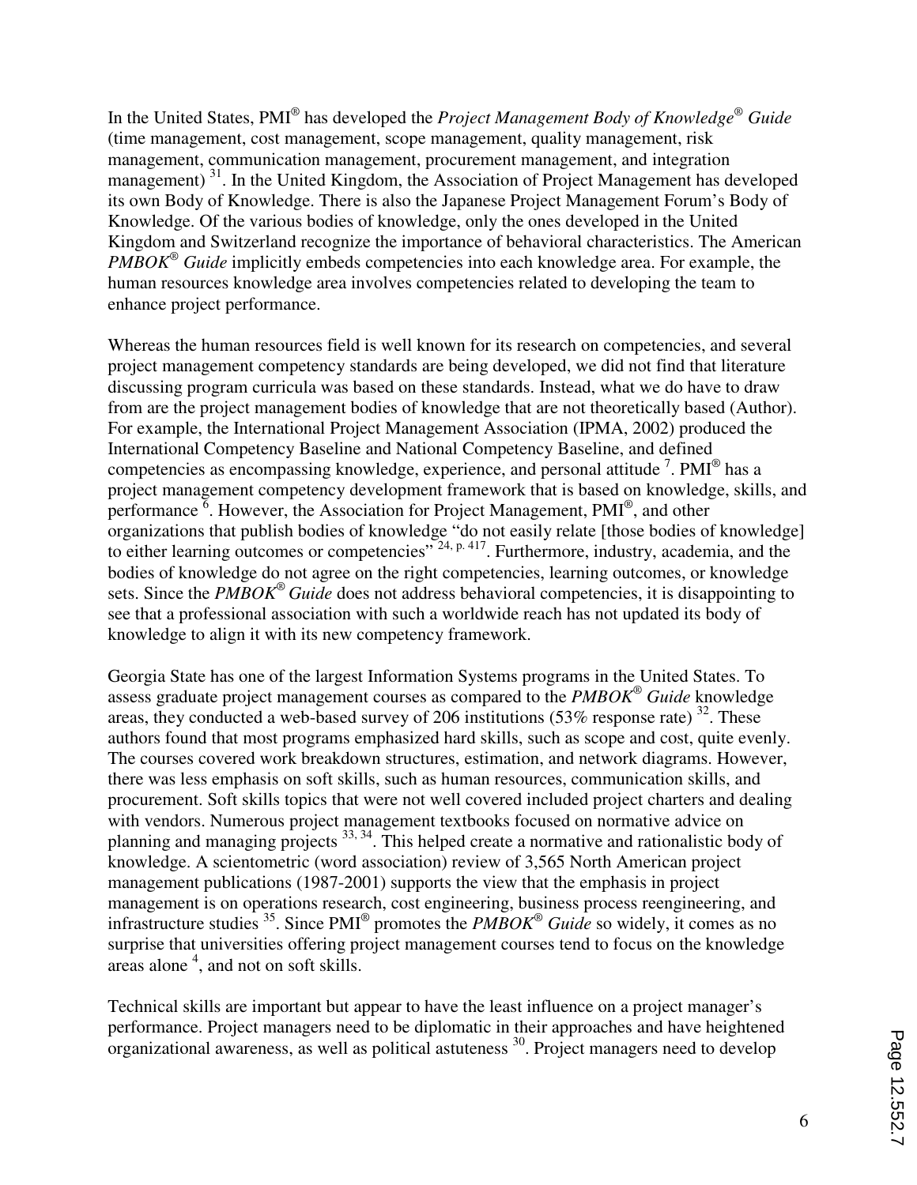In the United States, PMI® has developed the *Project Management Body of Knowledge® Guide* (time management, cost management, scope management, quality management, risk management, communication management, procurement management, and integration management) [31]. In the United Kingdom, the Association of Project Management has developed its own Body of Knowledge. There is also the Japanese Project Management Forum's Body of Knowledge. Of the various bodies of knowledge, only the ones developed in the United Kingdom and Switzerland recognize the importance of behavioral characteristics. The American *PMBOK® Guide* implicitly embeds competencies into each knowledge area. For example, the human resources knowledge area involves competencies related to developing the team to enhance project performance.

Whereas the human resources field is well known for its research on competencies, and several project management competency standards are being developed, we did not find that literature discussing program curricula was based on these standards. Instead, what we do have to draw from are the project management bodies of knowledge that are not theoretically based (Author). For example, the International Project Management Association (IPMA, 2002) produced the International Competency Baseline and National Competency Baseline, and defined competencies as encompassing knowledge, experience, and personal attitude [7]. PMI® has a project management competency development framework that is based on knowledge, skills, and performance [6]. However, the Association for Project Management, PMI®, and other organizations that publish bodies of knowledge "do not easily relate [those bodies of knowledge] to either learning outcomes or competencies" [24, p. 417]. Furthermore, industry, academia, and the bodies of knowledge do not agree on the right competencies, learning outcomes, or knowledge sets. Since the *PMBOK® Guide* does not address behavioral competencies, it is disappointing to see that a professional association with such a worldwide reach has not updated its body of knowledge to align it with its new competency framework.

Georgia State has one of the largest Information Systems programs in the United States. To assess graduate project management courses as compared to the *PMBOK® Guide* knowledge areas, they conducted a web-based survey of 206 institutions (53% response rate) [32]. These authors found that most programs emphasized hard skills, such as scope and cost, quite evenly. The courses covered work breakdown structures, estimation, and network diagrams. However, there was less emphasis on soft skills, such as human resources, communication skills, and procurement. Soft skills topics that were not well covered included project charters and dealing with vendors. Numerous project management textbooks focused on normative advice on planning and managing projects [33, 34]. This helped create a normative and rationalistic body of knowledge. A scientometric (word association) review of 3,565 North American project management publications (1987-2001) supports the view that the emphasis in project management is on operations research, cost engineering, business process reengineering, and infrastructure studies [35]. Since PMI® promotes the *PMBOK® Guide* so widely, it comes as no surprise that universities offering project management courses tend to focus on the knowledge areas alone [4], and not on soft skills.

Technical skills are important but appear to have the least influence on a project manager's performance. Project managers need to be diplomatic in their approaches and have heightened organizational awareness, as well as political astuteness [30]. Project managers need to develop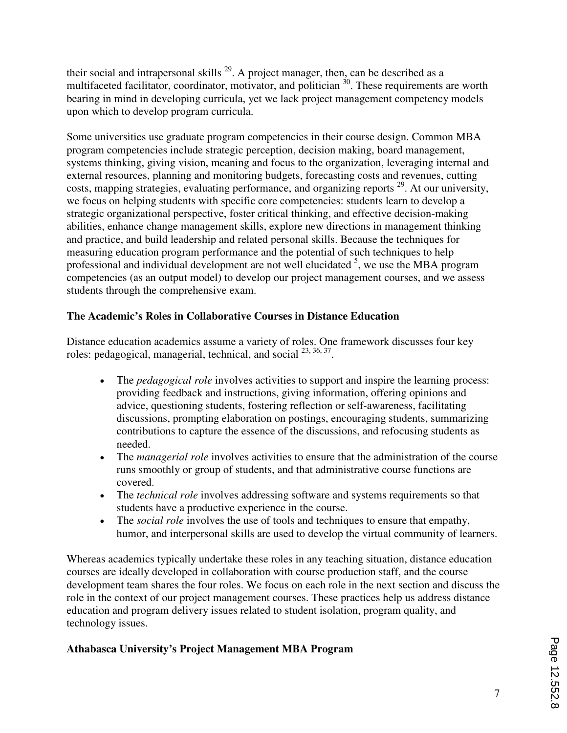their social and intrapersonal skills [29]. A project manager, then, can be described as a multifaceted facilitator, coordinator, motivator, and politician [30]. These requirements are worth bearing in mind in developing curricula, yet we lack project management competency models upon which to develop program curricula.

Some universities use graduate program competencies in their course design. Common MBA program competencies include strategic perception, decision making, board management, systems thinking, giving vision, meaning and focus to the organization, leveraging internal and external resources, planning and monitoring budgets, forecasting costs and revenues, cutting costs, mapping strategies, evaluating performance, and organizing reports [29]. At our university, we focus on helping students with specific core competencies: students learn to develop a strategic organizational perspective, foster critical thinking, and effective decision-making abilities, enhance change management skills, explore new directions in management thinking and practice, and build leadership and related personal skills. Because the techniques for measuring education program performance and the potential of such techniques to help professional and individual development are not well elucidated [5], we use the MBA program competencies (as an output model) to develop our project management courses, and we assess students through the comprehensive exam.

**The Academic's Roles in Collaborative Courses in Distance Education**

Distance education academics assume a variety of roles. One framework discusses four key roles: pedagogical, managerial, technical, and social [23, 36, 37].

- The *pedagogical role* involves activities to support and inspire the learning process: providing feedback and instructions, giving information, offering opinions and advice, questioning students, fostering reflection or self-awareness, facilitating discussions, prompting elaboration on postings, encouraging students, summarizing contributions to capture the essence of the discussions, and refocusing students as needed.
- The *managerial role* involves activities to ensure that the administration of the course runs smoothly or group of students, and that administrative course functions are covered.
- The *technical role* involves addressing software and systems requirements so that students have a productive experience in the course.
- The *social role* involves the use of tools and techniques to ensure that empathy, humor, and interpersonal skills are used to develop the virtual community of learners.

Whereas academics typically undertake these roles in any teaching situation, distance education courses are ideally developed in collaboration with course production staff, and the course development team shares the four roles. We focus on each role in the next section and discuss the role in the context of our project management courses. These practices help us address distance education and program delivery issues related to student isolation, program quality, and technology issues.

**Athabasca University's Project Management MBA Program**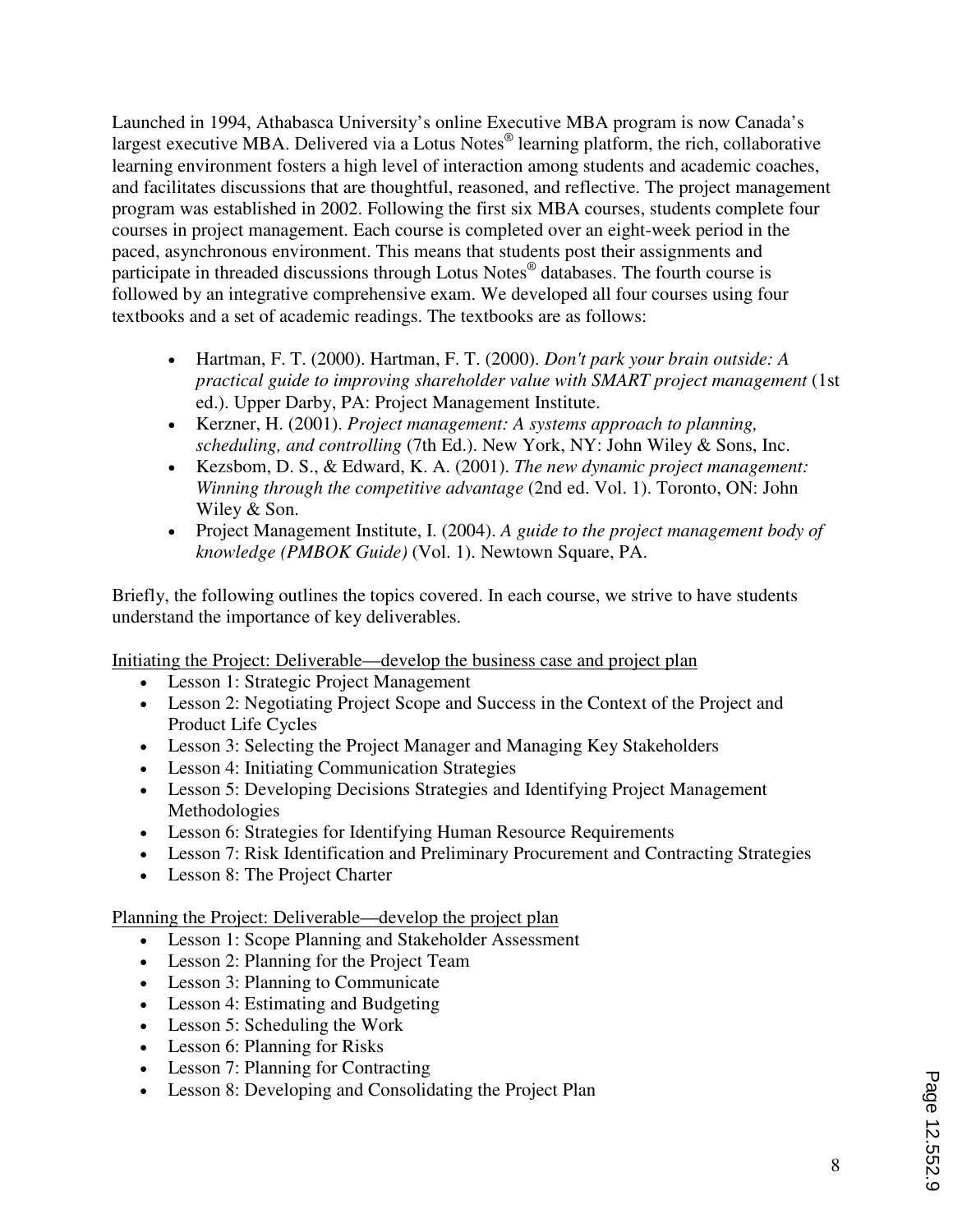Launched in 1994, Athabasca University's online Executive MBA program is now Canada's largest executive MBA. Delivered via a Lotus Notes® learning platform, the rich, collaborative learning environment fosters a high level of interaction among students and academic coaches, and facilitates discussions that are thoughtful, reasoned, and reflective. The project management program was established in 2002. Following the first six MBA courses, students complete four courses in project management. Each course is completed over an eight-week period in the paced, asynchronous environment. This means that students post their assignments and participate in threaded discussions through Lotus Notes® databases. The fourth course is followed by an integrative comprehensive exam. We developed all four courses using four textbooks and a set of academic readings. The textbooks are as follows:

- Hartman, F. T. (2000). Hartman, F. T. (2000). *Don't park your brain outside: A practical guide to improving shareholder value with SMART project management* (1st ed.). Upper Darby, PA: Project Management Institute.
- Kerzner, H. (2001). *Project management: A systems approach to planning, scheduling, and controlling* (7th Ed.). New York, NY: John Wiley & Sons, Inc.
- Kezsbom, D. S., & Edward, K. A. (2001). *The new dynamic project management: Winning through the competitive advantage* (2nd ed. Vol. 1). Toronto, ON: John Wiley & Son.
- Project Management Institute, I. (2004). *A guide to the project management body of knowledge (PMBOK Guide)* (Vol. 1). Newtown Square, PA.

Briefly, the following outlines the topics covered. In each course, we strive to have students understand the importance of key deliverables.

<u>Initiating the Project: Deliverable—develop the business case and project plan</u>

- Lesson 1: Strategic Project Management
- Lesson 2: Negotiating Project Scope and Success in the Context of the Project and Product Life Cycles
- Lesson 3: Selecting the Project Manager and Managing Key Stakeholders
- Lesson 4: Initiating Communication Strategies
- Lesson 5: Developing Decisions Strategies and Identifying Project Management Methodologies
- Lesson 6: Strategies for Identifying Human Resource Requirements
- Lesson 7: Risk Identification and Preliminary Procurement and Contracting Strategies
- Lesson 8: The Project Charter

<u>Planning the Project: Deliverable—develop the project plan</u>

- Lesson 1: Scope Planning and Stakeholder Assessment
- Lesson 2: Planning for the Project Team
- Lesson 3: Planning to Communicate
- Lesson 4: Estimating and Budgeting
- Lesson 5: Scheduling the Work
- Lesson 6: Planning for Risks
- Lesson 7: Planning for Contracting
- Lesson 8: Developing and Consolidating the Project Plan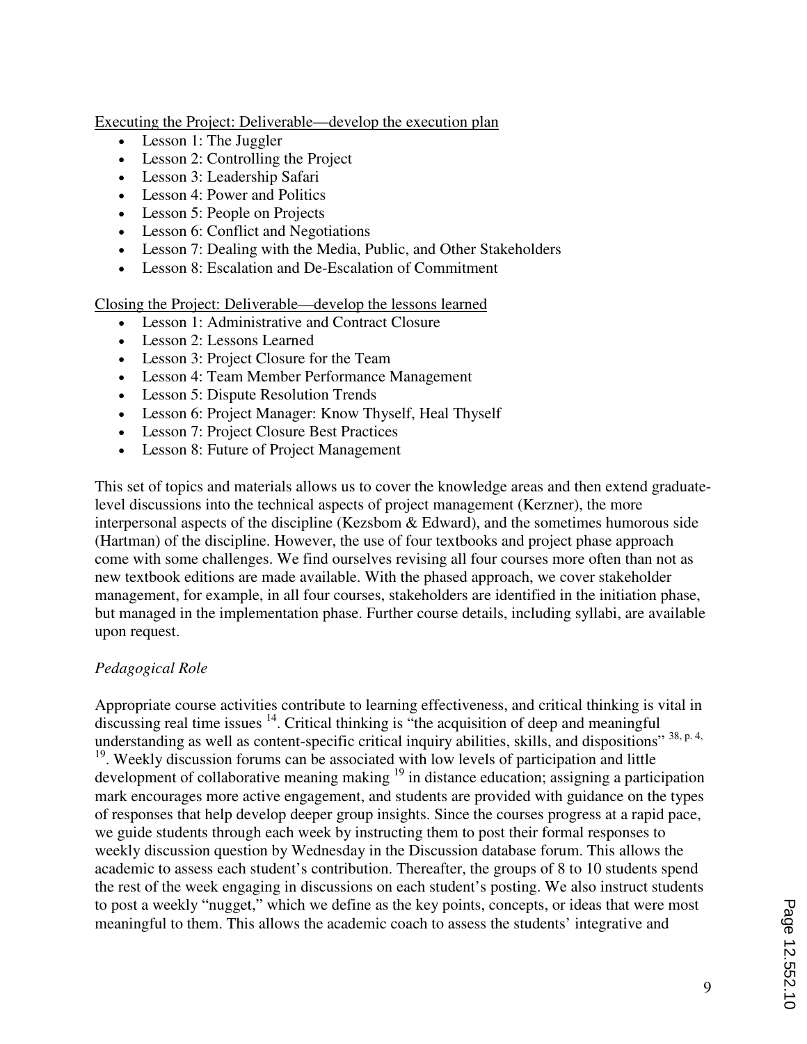Executing the Project: Deliverable—develop the execution plan

- Lesson 1: The Juggler
- Lesson 2: Controlling the Project
- Lesson 3: Leadership Safari
- Lesson 4: Power and Politics
- Lesson 5: People on Projects
- Lesson 6: Conflict and Negotiations
- Lesson 7: Dealing with the Media, Public, and Other Stakeholders
- Lesson 8: Escalation and De-Escalation of Commitment

Closing the Project: Deliverable—develop the lessons learned

- Lesson 1: Administrative and Contract Closure
- Lesson 2: Lessons Learned
- Lesson 3: Project Closure for the Team
- Lesson 4: Team Member Performance Management
- Lesson 5: Dispute Resolution Trends
- Lesson 6: Project Manager: Know Thyself, Heal Thyself
- Lesson 7: Project Closure Best Practices
- Lesson 8: Future of Project Management

This set of topics and materials allows us to cover the knowledge areas and then extend graduate-level discussions into the technical aspects of project management (Kerzner), the more interpersonal aspects of the discipline (Kezsbom & Edward), and the sometimes humorous side (Hartman) of the discipline. However, the use of four textbooks and project phase approach come with some challenges. We find ourselves revising all four courses more often than not as new textbook editions are made available. With the phased approach, we cover stakeholder management, for example, in all four courses, stakeholders are identified in the initiation phase, but managed in the implementation phase. Further course details, including syllabi, are available upon request.

*Pedagogical Role*

Appropriate course activities contribute to learning effectiveness, and critical thinking is vital in discussing real time issues [14]. Critical thinking is "the acquisition of deep and meaningful understanding as well as content-specific critical inquiry abilities, skills, and dispositions" [38, p. 4, 19]. Weekly discussion forums can be associated with low levels of participation and little development of collaborative meaning making [19] in distance education; assigning a participation mark encourages more active engagement, and students are provided with guidance on the types of responses that help develop deeper group insights. Since the courses progress at a rapid pace, we guide students through each week by instructing them to post their formal responses to weekly discussion question by Wednesday in the Discussion database forum. This allows the academic to assess each student's contribution. Thereafter, the groups of 8 to 10 students spend the rest of the week engaging in discussions on each student's posting. We also instruct students to post a weekly "nugget," which we define as the key points, concepts, or ideas that were most meaningful to them. This allows the academic coach to assess the students' integrative and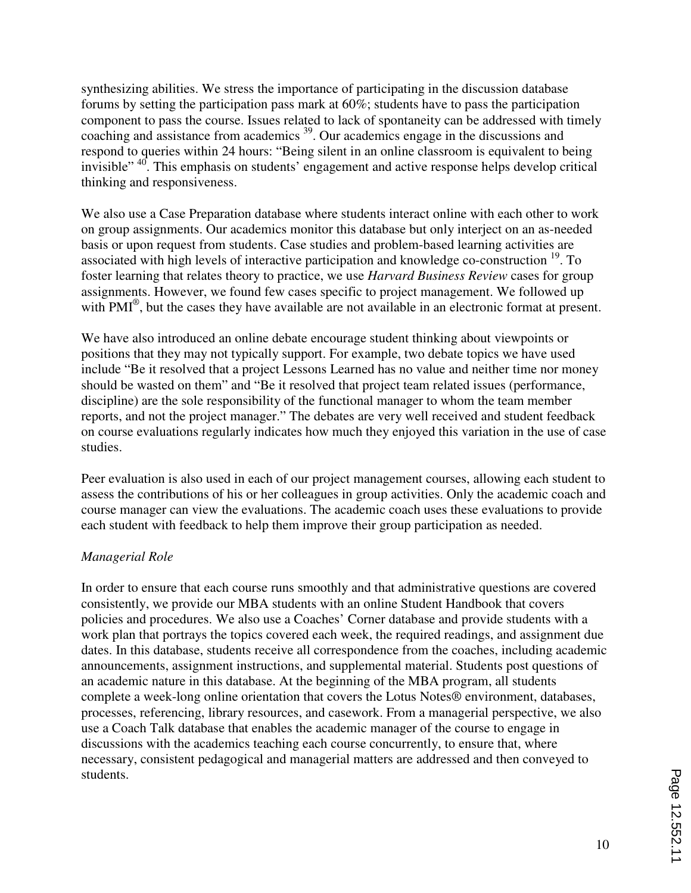synthesizing abilities. We stress the importance of participating in the discussion database forums by setting the participation pass mark at 60%; students have to pass the participation component to pass the course. Issues related to lack of spontaneity can be addressed with timely coaching and assistance from academics [39]. Our academics engage in the discussions and respond to queries within 24 hours: "Being silent in an online classroom is equivalent to being invisible" [40]. This emphasis on students' engagement and active response helps develop critical thinking and responsiveness.

We also use a Case Preparation database where students interact online with each other to work on group assignments. Our academics monitor this database but only interject on an as-needed basis or upon request from students. Case studies and problem-based learning activities are associated with high levels of interactive participation and knowledge co-construction [19]. To foster learning that relates theory to practice, we use *Harvard Business Review* cases for group assignments. However, we found few cases specific to project management. We followed up with PMI®, but the cases they have available are not available in an electronic format at present.

We have also introduced an online debate encourage student thinking about viewpoints or positions that they may not typically support. For example, two debate topics we have used include "Be it resolved that a project Lessons Learned has no value and neither time nor money should be wasted on them" and "Be it resolved that project team related issues (performance, discipline) are the sole responsibility of the functional manager to whom the team member reports, and not the project manager." The debates are very well received and student feedback on course evaluations regularly indicates how much they enjoyed this variation in the use of case studies.

Peer evaluation is also used in each of our project management courses, allowing each student to assess the contributions of his or her colleagues in group activities. Only the academic coach and course manager can view the evaluations. The academic coach uses these evaluations to provide each student with feedback to help them improve their group participation as needed.

*Managerial Role*

In order to ensure that each course runs smoothly and that administrative questions are covered consistently, we provide our MBA students with an online Student Handbook that covers policies and procedures. We also use a Coaches' Corner database and provide students with a work plan that portrays the topics covered each week, the required readings, and assignment due dates. In this database, students receive all correspondence from the coaches, including academic announcements, assignment instructions, and supplemental material. Students post questions of an academic nature in this database. At the beginning of the MBA program, all students complete a week-long online orientation that covers the Lotus Notes® environment, databases, processes, referencing, library resources, and casework. From a managerial perspective, we also use a Coach Talk database that enables the academic manager of the course to engage in discussions with the academics teaching each course concurrently, to ensure that, where necessary, consistent pedagogical and managerial matters are addressed and then conveyed to students.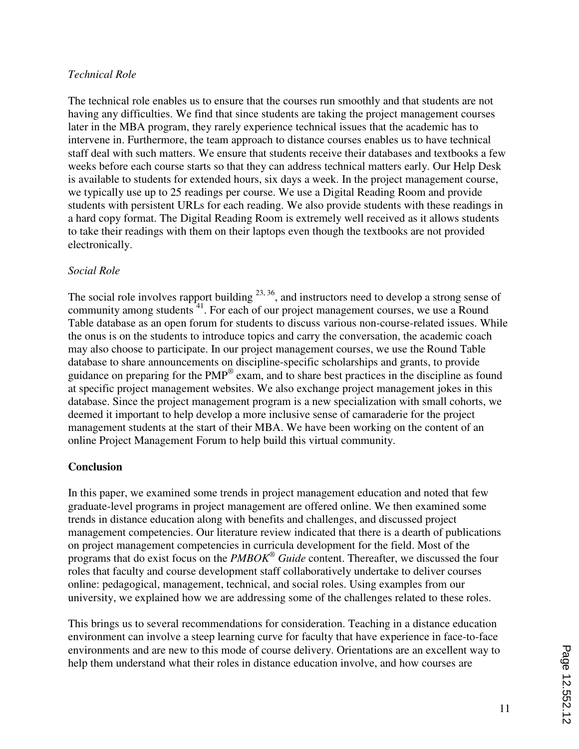*Technical Role*

The technical role enables us to ensure that the courses run smoothly and that students are not having any difficulties. We find that since students are taking the project management courses later in the MBA program, they rarely experience technical issues that the academic has to intervene in. Furthermore, the team approach to distance courses enables us to have technical staff deal with such matters. We ensure that students receive their databases and textbooks a few weeks before each course starts so that they can address technical matters early. Our Help Desk is available to students for extended hours, six days a week. In the project management course, we typically use up to 25 readings per course. We use a Digital Reading Room and provide students with persistent URLs for each reading. We also provide students with these readings in a hard copy format. The Digital Reading Room is extremely well received as it allows students to take their readings with them on their laptops even though the textbooks are not provided electronically.

*Social Role*

The social role involves rapport building [23, 36], and instructors need to develop a strong sense of community among students [41]. For each of our project management courses, we use a Round Table database as an open forum for students to discuss various non-course-related issues. While the onus is on the students to introduce topics and carry the conversation, the academic coach may also choose to participate. In our project management courses, we use the Round Table database to share announcements on discipline-specific scholarships and grants, to provide guidance on preparing for the PMP® exam, and to share best practices in the discipline as found at specific project management websites. We also exchange project management jokes in this database. Since the project management program is a new specialization with small cohorts, we deemed it important to help develop a more inclusive sense of camaraderie for the project management students at the start of their MBA. We have been working on the content of an online Project Management Forum to help build this virtual community.

**Conclusion**

In this paper, we examined some trends in project management education and noted that few graduate-level programs in project management are offered online. We then examined some trends in distance education along with benefits and challenges, and discussed project management competencies. Our literature review indicated that there is a dearth of publications on project management competencies in curricula development for the field. Most of the programs that do exist focus on the *PMBOK® Guide* content. Thereafter, we discussed the four roles that faculty and course development staff collaboratively undertake to deliver courses online: pedagogical, management, technical, and social roles. Using examples from our university, we explained how we are addressing some of the challenges related to these roles.

This brings us to several recommendations for consideration. Teaching in a distance education environment can involve a steep learning curve for faculty that have experience in face-to-face environments and are new to this mode of course delivery. Orientations are an excellent way to help them understand what their roles in distance education involve, and how courses are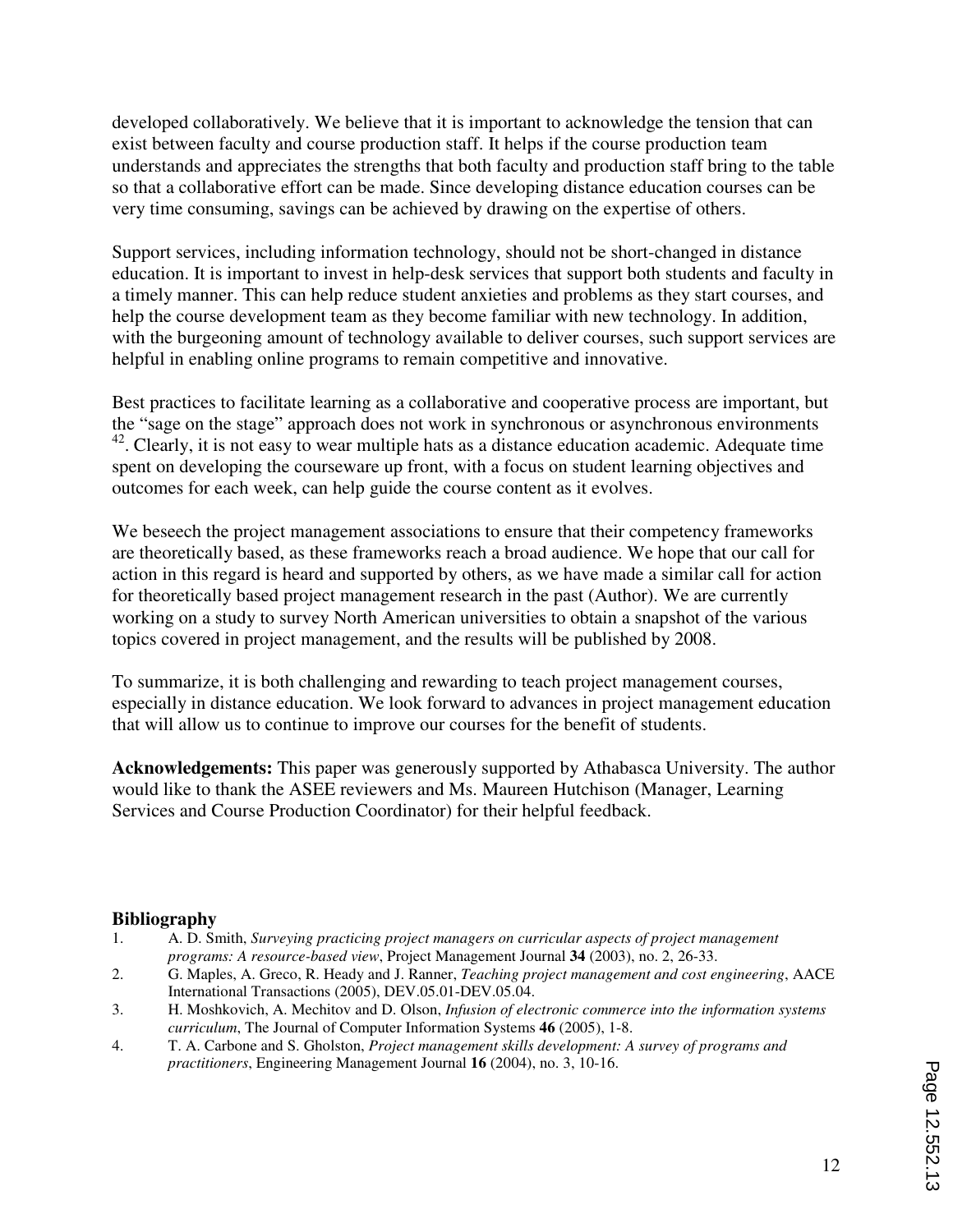developed collaboratively. We believe that it is important to acknowledge the tension that can exist between faculty and course production staff. It helps if the course production team understands and appreciates the strengths that both faculty and production staff bring to the table so that a collaborative effort can be made. Since developing distance education courses can be very time consuming, savings can be achieved by drawing on the expertise of others.

Support services, including information technology, should not be short-changed in distance education. It is important to invest in help-desk services that support both students and faculty in a timely manner. This can help reduce student anxieties and problems as they start courses, and help the course development team as they become familiar with new technology. In addition, with the burgeoning amount of technology available to deliver courses, such support services are helpful in enabling online programs to remain competitive and innovative.

Best practices to facilitate learning as a collaborative and cooperative process are important, but the "sage on the stage" approach does not work in synchronous or asynchronous environments [42]. Clearly, it is not easy to wear multiple hats as a distance education academic. Adequate time spent on developing the courseware up front, with a focus on student learning objectives and outcomes for each week, can help guide the course content as it evolves.

We beseech the project management associations to ensure that their competency frameworks are theoretically based, as these frameworks reach a broad audience. We hope that our call for action in this regard is heard and supported by others, as we have made a similar call for action for theoretically based project management research in the past (Author). We are currently working on a study to survey North American universities to obtain a snapshot of the various topics covered in project management, and the results will be published by 2008.

To summarize, it is both challenging and rewarding to teach project management courses, especially in distance education. We look forward to advances in project management education that will allow us to continue to improve our courses for the benefit of students.

**Acknowledgements:** This paper was generously supported by Athabasca University. The author would like to thank the ASEE reviewers and Ms. Maureen Hutchison (Manager, Learning Services and Course Production Coordinator) for their helpful feedback.

## Bibliography

1. A. D. Smith, *Surveying practicing project managers on curricular aspects of project management programs: A resource-based view*, Project Management Journal **34** (2003), no. 2, 26-33.
2. G. Maples, A. Greco, R. Heady and J. Ranner, *Teaching project management and cost engineering*, AACE International Transactions (2005), DEV.05.01-DEV.05.04.
3. H. Moshkovich, A. Mechitov and D. Olson, *Infusion of electronic commerce into the information systems curriculum*, The Journal of Computer Information Systems **46** (2005), 1-8.
4. T. A. Carbone and S. Gholston, *Project management skills development: A survey of programs and practitioners*, Engineering Management Journal **16** (2004), no. 3, 10-16.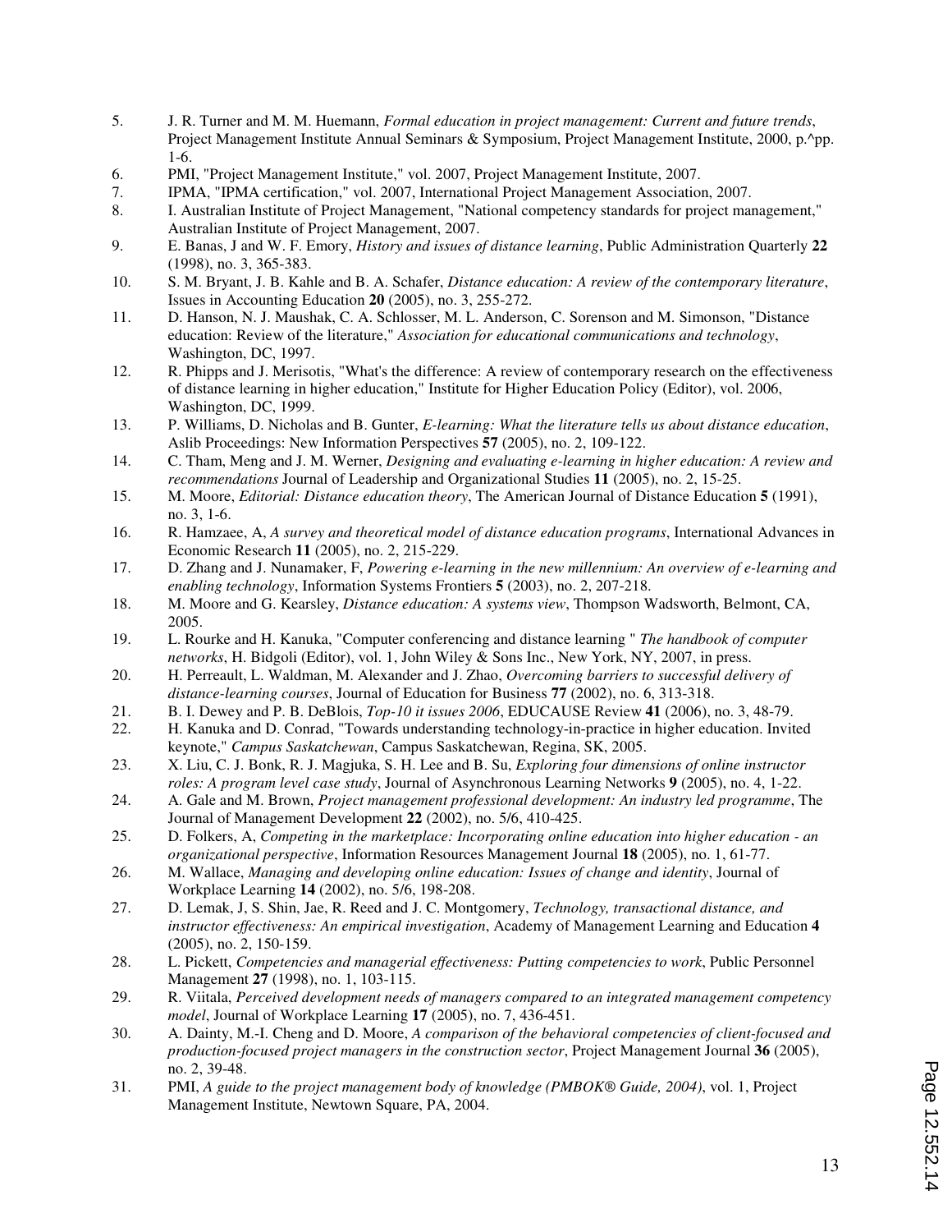5. J. R. Turner and M. M. Huemann, *Formal education in project management: Current and future trends*, Project Management Institute Annual Seminars & Symposium, Project Management Institute, 2000, p.^pp. 1-6.
6. PMI, "Project Management Institute," vol. 2007, Project Management Institute, 2007.
7. IPMA, "IPMA certification," vol. 2007, International Project Management Association, 2007.
8. I. Australian Institute of Project Management, "National competency standards for project management," Australian Institute of Project Management, 2007.
9. E. Banas, J and W. F. Emory, *History and issues of distance learning*, Public Administration Quarterly **22** (1998), no. 3, 365-383.
10. S. M. Bryant, J. B. Kahle and B. A. Schafer, *Distance education: A review of the contemporary literature*, Issues in Accounting Education **20** (2005), no. 3, 255-272.
11. D. Hanson, N. J. Maushak, C. A. Schlosser, M. L. Anderson, C. Sorenson and M. Simonson, "Distance education: Review of the literature," *Association for educational communications and technology*, Washington, DC, 1997.
12. R. Phipps and J. Merisotis, "What's the difference: A review of contemporary research on the effectiveness of distance learning in higher education," Institute for Higher Education Policy (Editor), vol. 2006, Washington, DC, 1999.
13. P. Williams, D. Nicholas and B. Gunter, *E-learning: What the literature tells us about distance education*, Aslib Proceedings: New Information Perspectives **57** (2005), no. 2, 109-122.
14. C. Tham, Meng and J. M. Werner, *Designing and evaluating e-learning in higher education: A review and recommendations* Journal of Leadership and Organizational Studies **11** (2005), no. 2, 15-25.
15. M. Moore, *Editorial: Distance education theory*, The American Journal of Distance Education **5** (1991), no. 3, 1-6.
16. R. Hamzaee, A, *A survey and theoretical model of distance education programs*, International Advances in Economic Research **11** (2005), no. 2, 215-229.
17. D. Zhang and J. Nunamaker, F, *Powering e-learning in the new millennium: An overview of e-learning and enabling technology*, Information Systems Frontiers **5** (2003), no. 2, 207-218.
18. M. Moore and G. Kearsley, *Distance education: A systems view*, Thompson Wadsworth, Belmont, CA, 2005.
19. L. Rourke and H. Kanuka, "Computer conferencing and distance learning " *The handbook of computer networks*, H. Bidgoli (Editor), vol. 1, John Wiley & Sons Inc., New York, NY, 2007, in press.
20. H. Perreault, L. Waldman, M. Alexander and J. Zhao, *Overcoming barriers to successful delivery of distance-learning courses*, Journal of Education for Business **77** (2002), no. 6, 313-318.
21. B. I. Dewey and P. B. DeBlois, *Top-10 it issues 2006*, EDUCAUSE Review **41** (2006), no. 3, 48-79.
22. H. Kanuka and D. Conrad, "Towards understanding technology-in-practice in higher education. Invited keynote," *Campus Saskatchewan*, Campus Saskatchewan, Regina, SK, 2005.
23. X. Liu, C. J. Bonk, R. J. Magjuka, S. H. Lee and B. Su, *Exploring four dimensions of online instructor roles: A program level case study*, Journal of Asynchronous Learning Networks **9** (2005), no. 4, 1-22.
24. A. Gale and M. Brown, *Project management professional development: An industry led programme*, The Journal of Management Development **22** (2002), no. 5/6, 410-425.
25. D. Folkers, A, *Competing in the marketplace: Incorporating online education into higher education - an organizational perspective*, Information Resources Management Journal **18** (2005), no. 1, 61-77.
26. M. Wallace, *Managing and developing online education: Issues of change and identity*, Journal of Workplace Learning **14** (2002), no. 5/6, 198-208.
27. D. Lemak, J, S. Shin, Jae, R. Reed and J. C. Montgomery, *Technology, transactional distance, and instructor effectiveness: An empirical investigation*, Academy of Management Learning and Education **4** (2005), no. 2, 150-159.
28. L. Pickett, *Competencies and managerial effectiveness: Putting competencies to work*, Public Personnel Management **27** (1998), no. 1, 103-115.
29. R. Viitala, *Perceived development needs of managers compared to an integrated management competency model*, Journal of Workplace Learning **17** (2005), no. 7, 436-451.
30. A. Dainty, M.-I. Cheng and D. Moore, *A comparison of the behavioral competencies of client-focused and production-focused project managers in the construction sector*, Project Management Journal **36** (2005), no. 2, 39-48.
31. PMI, *A guide to the project management body of knowledge (PMBOK® Guide, 2004)*, vol. 1, Project Management Institute, Newtown Square, PA, 2004.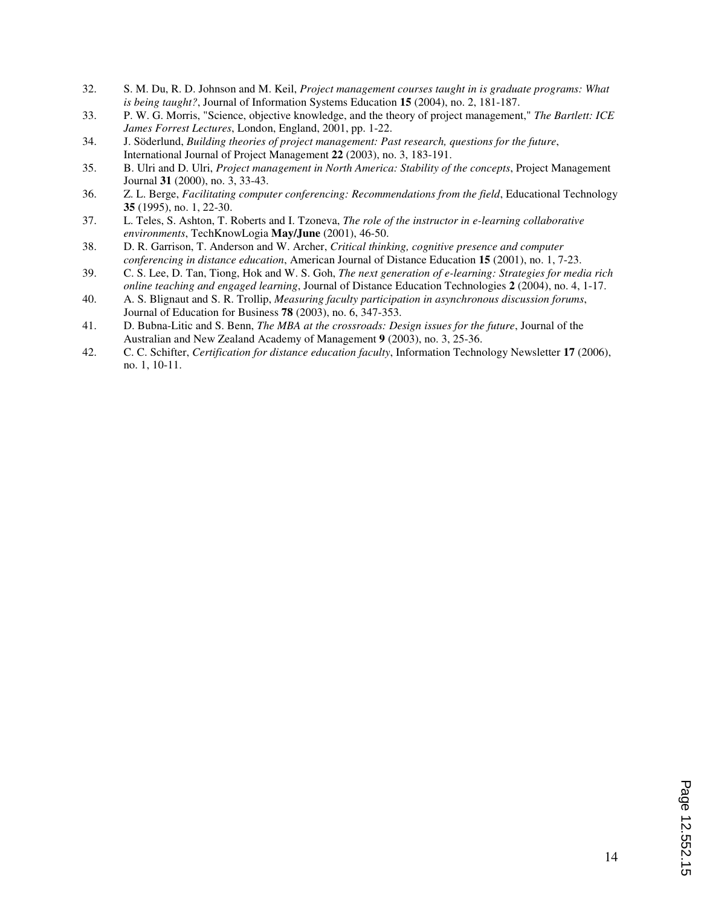32. S. M. Du, R. D. Johnson and M. Keil, *Project management courses taught in is graduate programs: What is being taught?*, Journal of Information Systems Education **15** (2004), no. 2, 181-187.
33. P. W. G. Morris, "Science, objective knowledge, and the theory of project management," *The Bartlett: ICE James Forrest Lectures*, London, England, 2001, pp. 1-22.
34. J. Söderlund, *Building theories of project management: Past research, questions for the future*, International Journal of Project Management **22** (2003), no. 3, 183-191.
35. B. Ulri and D. Ulri, *Project management in North America: Stability of the concepts*, Project Management Journal **31** (2000), no. 3, 33-43.
36. Z. L. Berge, *Facilitating computer conferencing: Recommendations from the field*, Educational Technology **35** (1995), no. 1, 22-30.
37. L. Teles, S. Ashton, T. Roberts and I. Tzoneva, *The role of the instructor in e-learning collaborative environments*, TechKnowLogia **May/June** (2001), 46-50.
38. D. R. Garrison, T. Anderson and W. Archer, *Critical thinking, cognitive presence and computer conferencing in distance education*, American Journal of Distance Education **15** (2001), no. 1, 7-23.
39. C. S. Lee, D. Tan, Tiong, Hok and W. S. Goh, *The next generation of e-learning: Strategies for media rich online teaching and engaged learning*, Journal of Distance Education Technologies **2** (2004), no. 4, 1-17.
40. A. S. Blignaut and S. R. Trollip, *Measuring faculty participation in asynchronous discussion forums*, Journal of Education for Business **78** (2003), no. 6, 347-353.
41. D. Bubna-Litic and S. Benn, *The MBA at the crossroads: Design issues for the future*, Journal of the Australian and New Zealand Academy of Management **9** (2003), no. 3, 25-36.
42. C. C. Schifter, *Certification for distance education faculty*, Information Technology Newsletter **17** (2006), no. 1, 10-11.